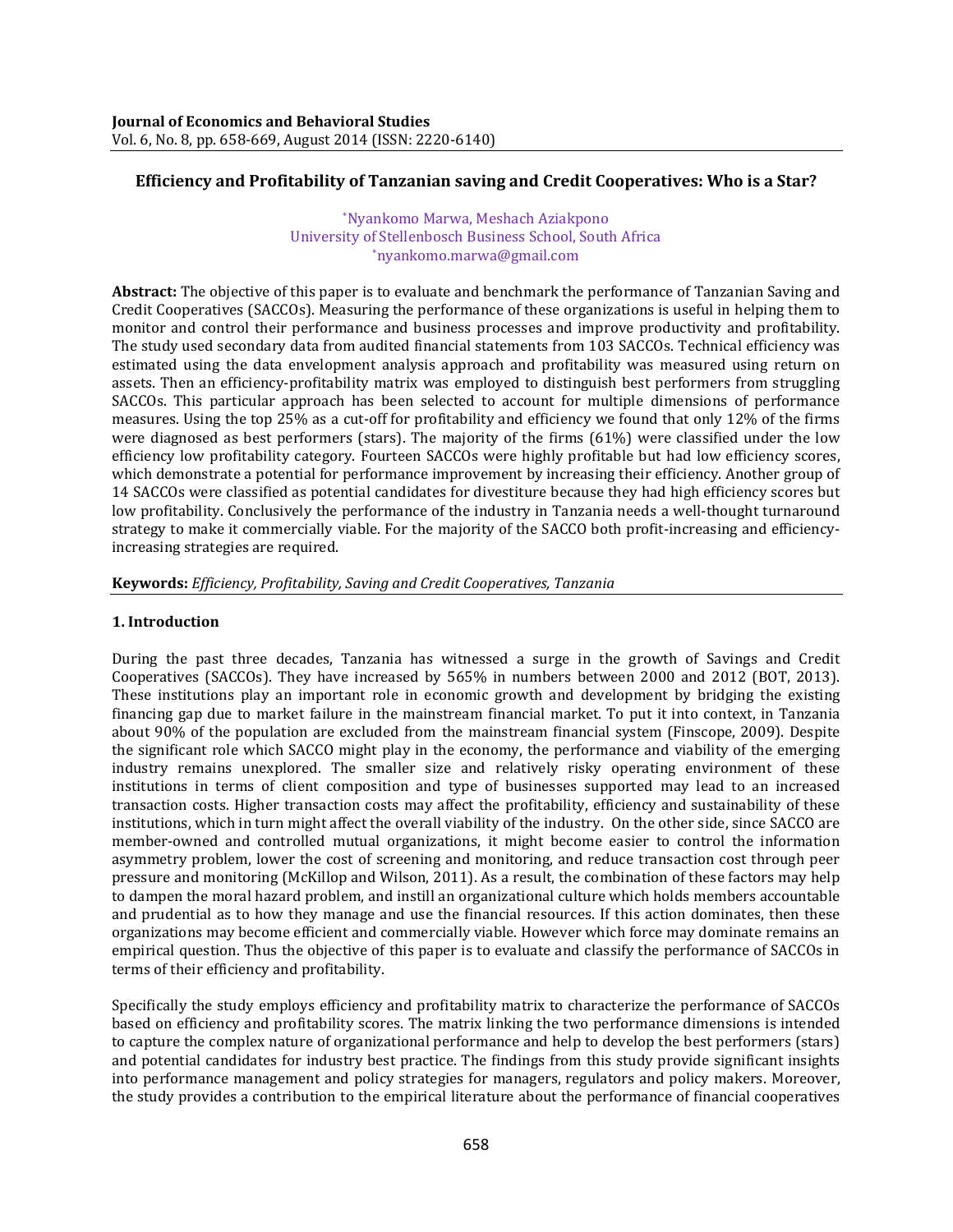# Efficiency and Profitability of Tanzanian saving and Credit Cooperatives: Who is a Star?

*Nyankomo Marwa, Meshach Aziakpono
University of Stellenbosch Business School, South Africa
*nyankomo.marwa@gmail.com

**Abstract:** The objective of this paper is to evaluate and benchmark the performance of Tanzanian Saving and Credit Cooperatives (SACCOs). Measuring the performance of these organizations is useful in helping them to monitor and control their performance and business processes and improve productivity and profitability. The study used secondary data from audited financial statements from 103 SACCOs. Technical efficiency was estimated using the data envelopment analysis approach and profitability was measured using return on assets. Then an efficiency-profitability matrix was employed to distinguish best performers from struggling SACCOs. This particular approach has been selected to account for multiple dimensions of performance measures. Using the top 25% as a cut-off for profitability and efficiency we found that only 12% of the firms were diagnosed as best performers (stars). The majority of the firms (61%) were classified under the low efficiency low profitability category. Fourteen SACCOs were highly profitable but had low efficiency scores, which demonstrate a potential for performance improvement by increasing their efficiency. Another group of 14 SACCOs were classified as potential candidates for divestiture because they had high efficiency scores but low profitability. Conclusively the performance of the industry in Tanzania needs a well-thought turnaround strategy to make it commercially viable. For the majority of the SACCO both profit-increasing and efficiency-increasing strategies are required.

**Keywords:** *Efficiency, Profitability, Saving and Credit Cooperatives, Tanzania*

## 1. Introduction

During the past three decades, Tanzania has witnessed a surge in the growth of Savings and Credit Cooperatives (SACCOs). They have increased by 565% in numbers between 2000 and 2012 (BOT, 2013). These institutions play an important role in economic growth and development by bridging the existing financing gap due to market failure in the mainstream financial market. To put it into context, in Tanzania about 90% of the population are excluded from the mainstream financial system (Finscope, 2009). Despite the significant role which SACCO might play in the economy, the performance and viability of the emerging industry remains unexplored. The smaller size and relatively risky operating environment of these institutions in terms of client composition and type of businesses supported may lead to an increased transaction costs. Higher transaction costs may affect the profitability, efficiency and sustainability of these institutions, which in turn might affect the overall viability of the industry. On the other side, since SACCO are member-owned and controlled mutual organizations, it might become easier to control the information asymmetry problem, lower the cost of screening and monitoring, and reduce transaction cost through peer pressure and monitoring (McKillop and Wilson, 2011). As a result, the combination of these factors may help to dampen the moral hazard problem, and instill an organizational culture which holds members accountable and prudential as to how they manage and use the financial resources. If this action dominates, then these organizations may become efficient and commercially viable. However which force may dominate remains an empirical question. Thus the objective of this paper is to evaluate and classify the performance of SACCOs in terms of their efficiency and profitability.

Specifically the study employs efficiency and profitability matrix to characterize the performance of SACCOs based on efficiency and profitability scores. The matrix linking the two performance dimensions is intended to capture the complex nature of organizational performance and help to develop the best performers (stars) and potential candidates for industry best practice. The findings from this study provide significant insights into performance management and policy strategies for managers, regulators and policy makers. Moreover, the study provides a contribution to the empirical literature about the performance of financial cooperatives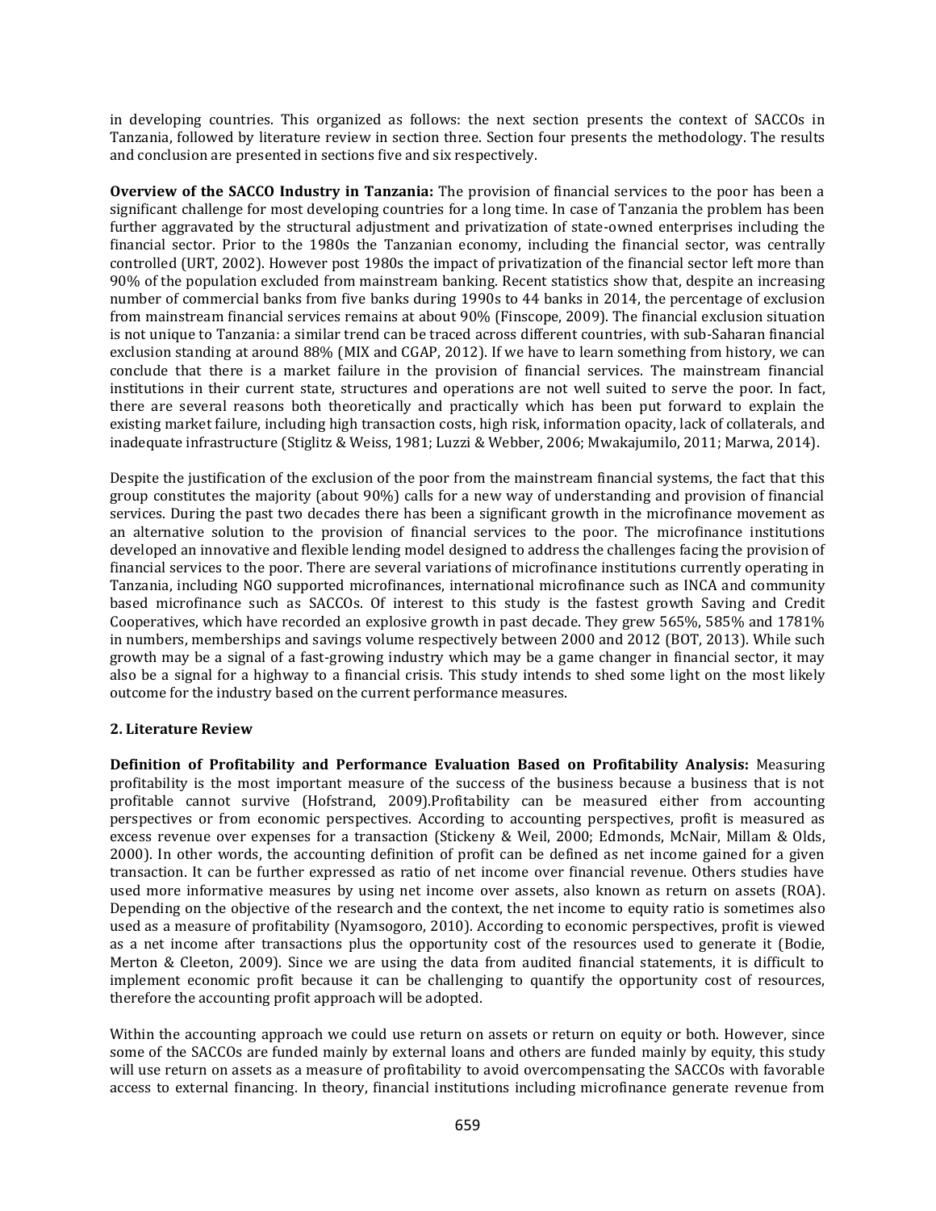in developing countries. This organized as follows: the next section presents the context of SACCOs in Tanzania, followed by literature review in section three. Section four presents the methodology. The results and conclusion are presented in sections five and six respectively.

**Overview of the SACCO Industry in Tanzania:** The provision of financial services to the poor has been a significant challenge for most developing countries for a long time. In case of Tanzania the problem has been further aggravated by the structural adjustment and privatization of state-owned enterprises including the financial sector. Prior to the 1980s the Tanzanian economy, including the financial sector, was centrally controlled (URT, 2002). However post 1980s the impact of privatization of the financial sector left more than 90% of the population excluded from mainstream banking. Recent statistics show that, despite an increasing number of commercial banks from five banks during 1990s to 44 banks in 2014, the percentage of exclusion from mainstream financial services remains at about 90% (Finscope, 2009). The financial exclusion situation is not unique to Tanzania: a similar trend can be traced across different countries, with sub-Saharan financial exclusion standing at around 88% (MIX and CGAP, 2012). If we have to learn something from history, we can conclude that there is a market failure in the provision of financial services. The mainstream financial institutions in their current state, structures and operations are not well suited to serve the poor. In fact, there are several reasons both theoretically and practically which has been put forward to explain the existing market failure, including high transaction costs, high risk, information opacity, lack of collaterals, and inadequate infrastructure (Stiglitz & Weiss, 1981; Luzzi & Webber, 2006; Mwakajumilo, 2011; Marwa, 2014).

Despite the justification of the exclusion of the poor from the mainstream financial systems, the fact that this group constitutes the majority (about 90%) calls for a new way of understanding and provision of financial services. During the past two decades there has been a significant growth in the microfinance movement as an alternative solution to the provision of financial services to the poor. The microfinance institutions developed an innovative and flexible lending model designed to address the challenges facing the provision of financial services to the poor. There are several variations of microfinance institutions currently operating in Tanzania, including NGO supported microfinances, international microfinance such as INCA and community based microfinance such as SACCOs. Of interest to this study is the fastest growth Saving and Credit Cooperatives, which have recorded an explosive growth in past decade. They grew 565%, 585% and 1781% in numbers, memberships and savings volume respectively between 2000 and 2012 (BOT, 2013). While such growth may be a signal of a fast-growing industry which may be a game changer in financial sector, it may also be a signal for a highway to a financial crisis. This study intends to shed some light on the most likely outcome for the industry based on the current performance measures.

## 2. Literature Review

**Definition of Profitability and Performance Evaluation Based on Profitability Analysis:** Measuring profitability is the most important measure of the success of the business because a business that is not profitable cannot survive (Hofstrand, 2009).Profitability can be measured either from accounting perspectives or from economic perspectives. According to accounting perspectives, profit is measured as excess revenue over expenses for a transaction (Stickeny & Weil, 2000; Edmonds, McNair, Millam & Olds, 2000). In other words, the accounting definition of profit can be defined as net income gained for a given transaction. It can be further expressed as ratio of net income over financial revenue. Others studies have used more informative measures by using net income over assets, also known as return on assets (ROA). Depending on the objective of the research and the context, the net income to equity ratio is sometimes also used as a measure of profitability (Nyamsogoro, 2010). According to economic perspectives, profit is viewed as a net income after transactions plus the opportunity cost of the resources used to generate it (Bodie, Merton & Cleeton, 2009). Since we are using the data from audited financial statements, it is difficult to implement economic profit because it can be challenging to quantify the opportunity cost of resources, therefore the accounting profit approach will be adopted.

Within the accounting approach we could use return on assets or return on equity or both. However, since some of the SACCOs are funded mainly by external loans and others are funded mainly by equity, this study will use return on assets as a measure of profitability to avoid overcompensating the SACCOs with favorable access to external financing. In theory, financial institutions including microfinance generate revenue from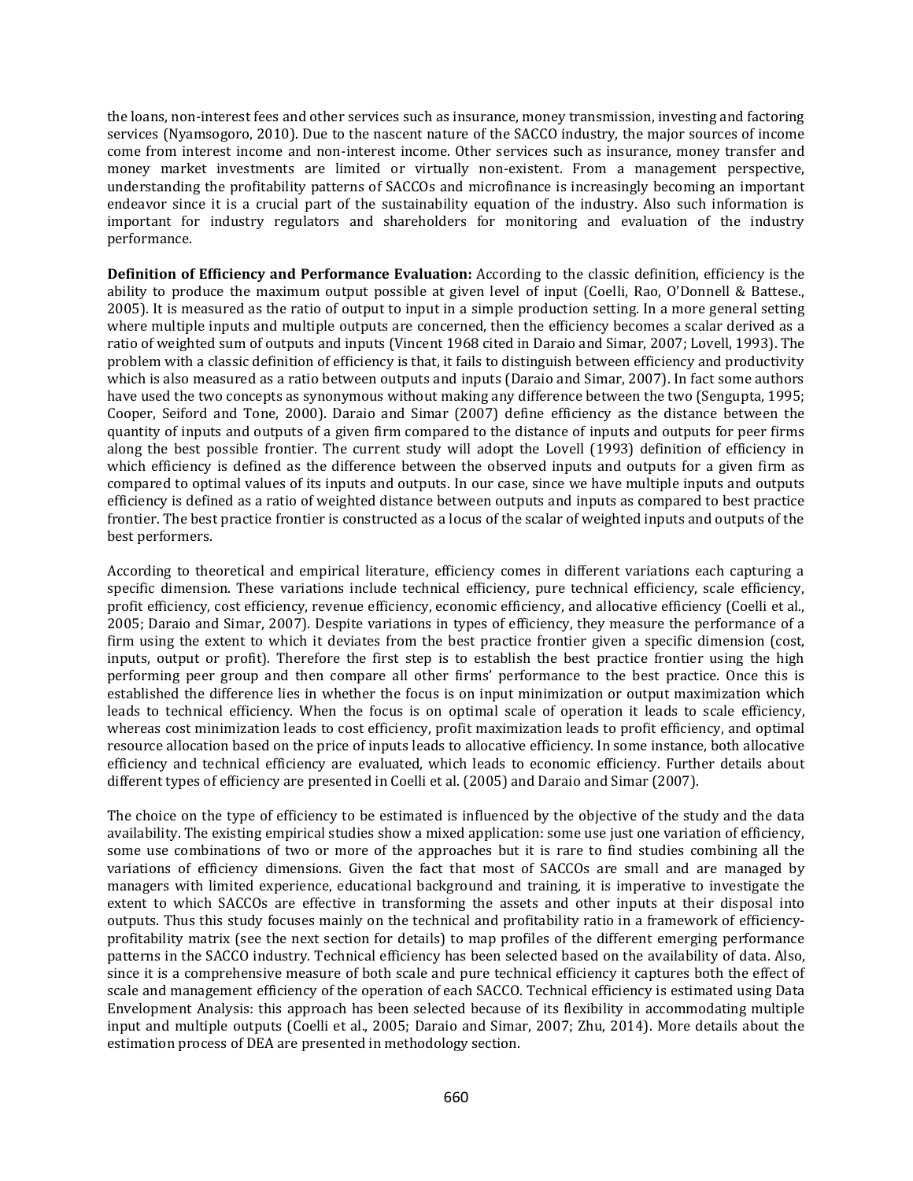the loans, non-interest fees and other services such as insurance, money transmission, investing and factoring services (Nyamsogoro, 2010). Due to the nascent nature of the SACCO industry, the major sources of income come from interest income and non-interest income. Other services such as insurance, money transfer and money market investments are limited or virtually non-existent. From a management perspective, understanding the profitability patterns of SACCOs and microfinance is increasingly becoming an important endeavor since it is a crucial part of the sustainability equation of the industry. Also such information is important for industry regulators and shareholders for monitoring and evaluation of the industry performance.

**Definition of Efficiency and Performance Evaluation:** According to the classic definition, efficiency is the ability to produce the maximum output possible at given level of input (Coelli, Rao, O'Donnell & Battese., 2005). It is measured as the ratio of output to input in a simple production setting. In a more general setting where multiple inputs and multiple outputs are concerned, then the efficiency becomes a scalar derived as a ratio of weighted sum of outputs and inputs (Vincent 1968 cited in Daraio and Simar, 2007; Lovell, 1993). The problem with a classic definition of efficiency is that, it fails to distinguish between efficiency and productivity which is also measured as a ratio between outputs and inputs (Daraio and Simar, 2007). In fact some authors have used the two concepts as synonymous without making any difference between the two (Sengupta, 1995; Cooper, Seiford and Tone, 2000). Daraio and Simar (2007) define efficiency as the distance between the quantity of inputs and outputs of a given firm compared to the distance of inputs and outputs for peer firms along the best possible frontier. The current study will adopt the Lovell (1993) definition of efficiency in which efficiency is defined as the difference between the observed inputs and outputs for a given firm as compared to optimal values of its inputs and outputs. In our case, since we have multiple inputs and outputs efficiency is defined as a ratio of weighted distance between outputs and inputs as compared to best practice frontier. The best practice frontier is constructed as a locus of the scalar of weighted inputs and outputs of the best performers.

According to theoretical and empirical literature, efficiency comes in different variations each capturing a specific dimension. These variations include technical efficiency, pure technical efficiency, scale efficiency, profit efficiency, cost efficiency, revenue efficiency, economic efficiency, and allocative efficiency (Coelli et al., 2005; Daraio and Simar, 2007). Despite variations in types of efficiency, they measure the performance of a firm using the extent to which it deviates from the best practice frontier given a specific dimension (cost, inputs, output or profit). Therefore the first step is to establish the best practice frontier using the high performing peer group and then compare all other firms' performance to the best practice. Once this is established the difference lies in whether the focus is on input minimization or output maximization which leads to technical efficiency. When the focus is on optimal scale of operation it leads to scale efficiency, whereas cost minimization leads to cost efficiency, profit maximization leads to profit efficiency, and optimal resource allocation based on the price of inputs leads to allocative efficiency. In some instance, both allocative efficiency and technical efficiency are evaluated, which leads to economic efficiency. Further details about different types of efficiency are presented in Coelli et al. (2005) and Daraio and Simar (2007).

The choice on the type of efficiency to be estimated is influenced by the objective of the study and the data availability. The existing empirical studies show a mixed application: some use just one variation of efficiency, some use combinations of two or more of the approaches but it is rare to find studies combining all the variations of efficiency dimensions. Given the fact that most of SACCOs are small and are managed by managers with limited experience, educational background and training, it is imperative to investigate the extent to which SACCOs are effective in transforming the assets and other inputs at their disposal into outputs. Thus this study focuses mainly on the technical and profitability ratio in a framework of efficiency-profitability matrix (see the next section for details) to map profiles of the different emerging performance patterns in the SACCO industry. Technical efficiency has been selected based on the availability of data. Also, since it is a comprehensive measure of both scale and pure technical efficiency it captures both the effect of scale and management efficiency of the operation of each SACCO. Technical efficiency is estimated using Data Envelopment Analysis: this approach has been selected because of its flexibility in accommodating multiple input and multiple outputs (Coelli et al., 2005; Daraio and Simar, 2007; Zhu, 2014). More details about the estimation process of DEA are presented in methodology section.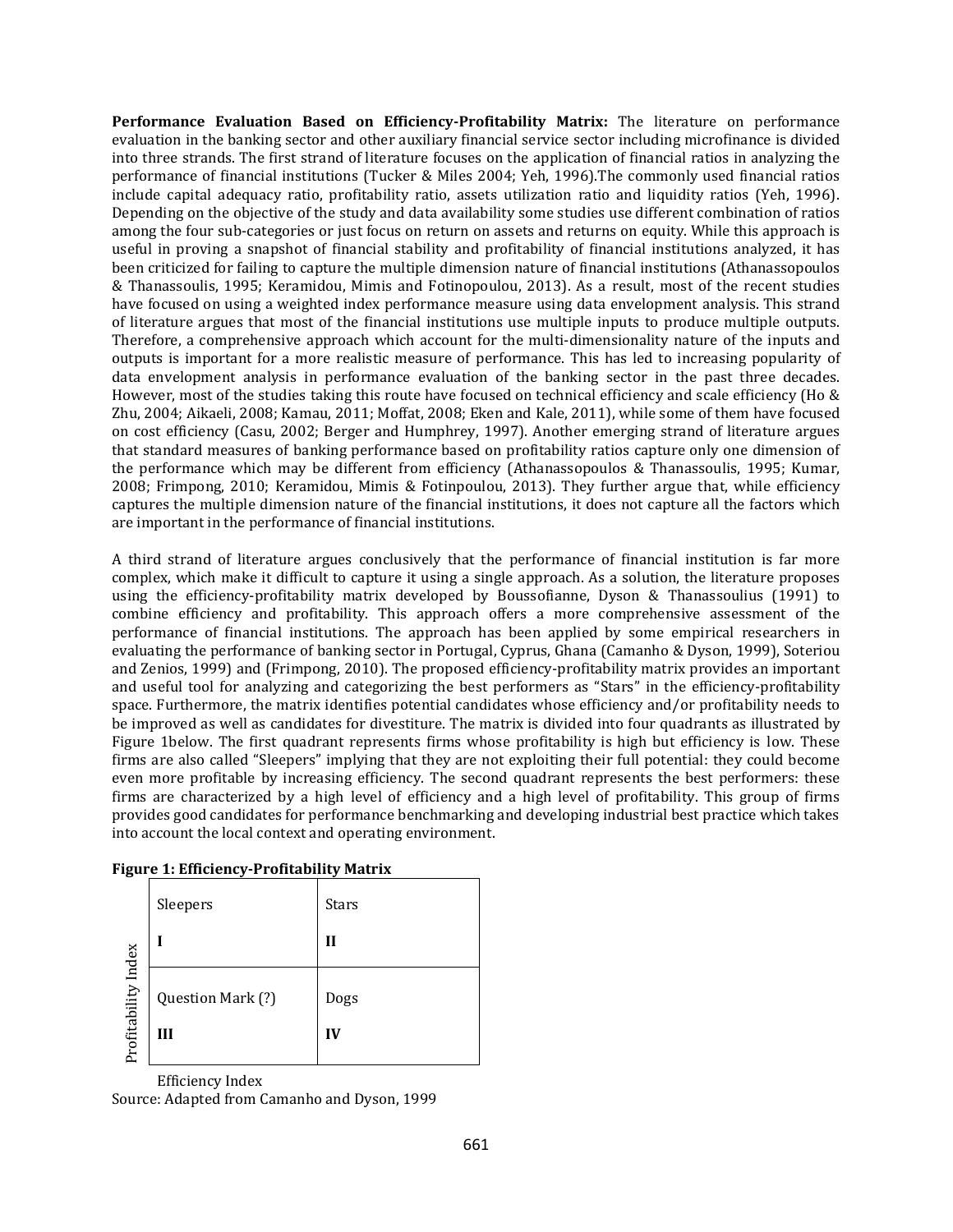**Performance Evaluation Based on Efficiency-Profitability Matrix:** The literature on performance evaluation in the banking sector and other auxiliary financial service sector including microfinance is divided into three strands. The first strand of literature focuses on the application of financial ratios in analyzing the performance of financial institutions (Tucker & Miles 2004; Yeh, 1996).The commonly used financial ratios include capital adequacy ratio, profitability ratio, assets utilization ratio and liquidity ratios (Yeh, 1996). Depending on the objective of the study and data availability some studies use different combination of ratios among the four sub-categories or just focus on return on assets and returns on equity. While this approach is useful in proving a snapshot of financial stability and profitability of financial institutions analyzed, it has been criticized for failing to capture the multiple dimension nature of financial institutions (Athanassopoulos & Thanassoulis, 1995; Keramidou, Mimis and Fotinopoulou, 2013). As a result, most of the recent studies have focused on using a weighted index performance measure using data envelopment analysis. This strand of literature argues that most of the financial institutions use multiple inputs to produce multiple outputs. Therefore, a comprehensive approach which account for the multi-dimensionality nature of the inputs and outputs is important for a more realistic measure of performance. This has led to increasing popularity of data envelopment analysis in performance evaluation of the banking sector in the past three decades. However, most of the studies taking this route have focused on technical efficiency and scale efficiency (Ho & Zhu, 2004; Aikaeli, 2008; Kamau, 2011; Moffat, 2008; Eken and Kale, 2011), while some of them have focused on cost efficiency (Casu, 2002; Berger and Humphrey, 1997). Another emerging strand of literature argues that standard measures of banking performance based on profitability ratios capture only one dimension of the performance which may be different from efficiency (Athanassopoulos & Thanassoulis, 1995; Kumar, 2008; Frimpong, 2010; Keramidou, Mimis & Fotinpoulou, 2013). They further argue that, while efficiency captures the multiple dimension nature of the financial institutions, it does not capture all the factors which are important in the performance of financial institutions.

A third strand of literature argues conclusively that the performance of financial institution is far more complex, which make it difficult to capture it using a single approach. As a solution, the literature proposes using the efficiency-profitability matrix developed by Boussofianne, Dyson & Thanassoulius (1991) to combine efficiency and profitability. This approach offers a more comprehensive assessment of the performance of financial institutions. The approach has been applied by some empirical researchers in evaluating the performance of banking sector in Portugal, Cyprus, Ghana (Camanho & Dyson, 1999), Soteriou and Zenios, 1999) and (Frimpong, 2010). The proposed efficiency-profitability matrix provides an important and useful tool for analyzing and categorizing the best performers as "Stars" in the efficiency-profitability space. Furthermore, the matrix identifies potential candidates whose efficiency and/or profitability needs to be improved as well as candidates for divestiture. The matrix is divided into four quadrants as illustrated by Figure 1below. The first quadrant represents firms whose profitability is high but efficiency is low. These firms are also called "Sleepers" implying that they are not exploiting their full potential: they could become even more profitable by increasing efficiency. The second quadrant represents the best performers: these firms are characterized by a high level of efficiency and a high level of profitability. This group of firms provides good candidates for performance benchmarking and developing industrial best practice which takes into account the local context and operating environment.

**Figure 1: Efficiency-Profitability Matrix**

| Profitability Index | | |
|---|---|---|
| | Sleepers<br>**I** | Stars<br>**II** |
| | Question Mark (?)<br>**III** | Dogs<br>**IV** |

Efficiency Index

Source: Adapted from Camanho and Dyson, 1999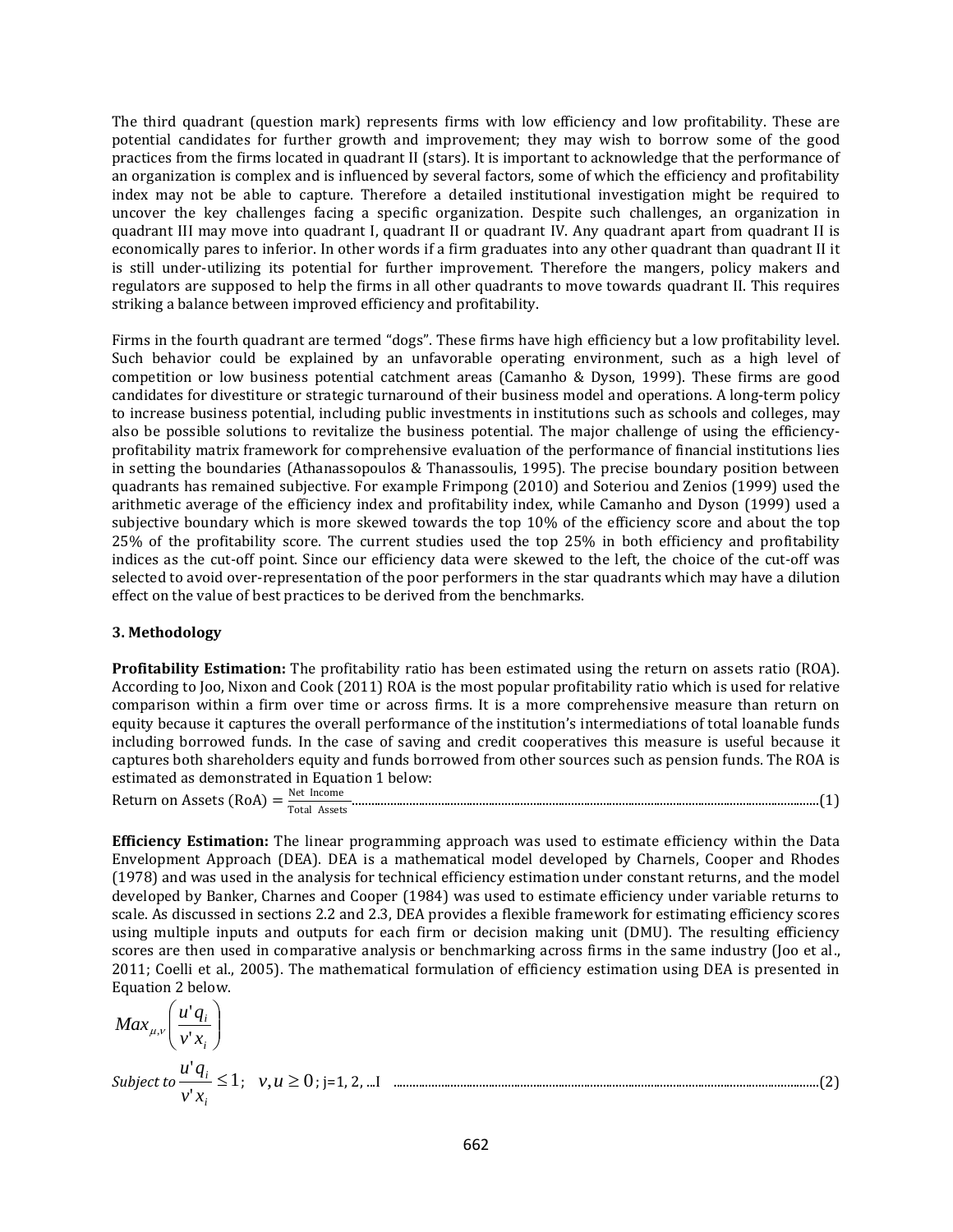The third quadrant (question mark) represents firms with low efficiency and low profitability. These are potential candidates for further growth and improvement; they may wish to borrow some of the good practices from the firms located in quadrant II (stars). It is important to acknowledge that the performance of an organization is complex and is influenced by several factors, some of which the efficiency and profitability index may not be able to capture. Therefore a detailed institutional investigation might be required to uncover the key challenges facing a specific organization. Despite such challenges, an organization in quadrant III may move into quadrant I, quadrant II or quadrant IV. Any quadrant apart from quadrant II is economically pares to inferior. In other words if a firm graduates into any other quadrant than quadrant II it is still under-utilizing its potential for further improvement. Therefore the mangers, policy makers and regulators are supposed to help the firms in all other quadrants to move towards quadrant II. This requires striking a balance between improved efficiency and profitability.

Firms in the fourth quadrant are termed "dogs". These firms have high efficiency but a low profitability level. Such behavior could be explained by an unfavorable operating environment, such as a high level of competition or low business potential catchment areas (Camanho & Dyson, 1999). These firms are good candidates for divestiture or strategic turnaround of their business model and operations. A long-term policy to increase business potential, including public investments in institutions such as schools and colleges, may also be possible solutions to revitalize the business potential. The major challenge of using the efficiency-profitability matrix framework for comprehensive evaluation of the performance of financial institutions lies in setting the boundaries (Athanassopoulos & Thanassoulis, 1995). The precise boundary position between quadrants has remained subjective. For example Frimpong (2010) and Soteriou and Zenios (1999) used the arithmetic average of the efficiency index and profitability index, while Camanho and Dyson (1999) used a subjective boundary which is more skewed towards the top 10% of the efficiency score and about the top 25% of the profitability score. The current studies used the top 25% in both efficiency and profitability indices as the cut-off point. Since our efficiency data were skewed to the left, the choice of the cut-off was selected to avoid over-representation of the poor performers in the star quadrants which may have a dilution effect on the value of best practices to be derived from the benchmarks.

### 3. Methodology

**Profitability Estimation:** The profitability ratio has been estimated using the return on assets ratio (ROA). According to Joo, Nixon and Cook (2011) ROA is the most popular profitability ratio which is used for relative comparison within a firm over time or across firms. It is a more comprehensive measure than return on equity because it captures the overall performance of the institution's intermediations of total loanable funds including borrowed funds. In the case of saving and credit cooperatives this measure is useful because it captures both shareholders equity and funds borrowed from other sources such as pension funds. The ROA is estimated as demonstrated in Equation 1 below:

$$\text{Return on Assets (RoA)} = \frac{\text{Net Income}}{\text{Total Assets}} \quad \text{.......... (1)}$$

**Efficiency Estimation:** The linear programming approach was used to estimate efficiency within the Data Envelopment Approach (DEA). DEA is a mathematical model developed by Charnels, Cooper and Rhodes (1978) and was used in the analysis for technical efficiency estimation under constant returns, and the model developed by Banker, Charnes and Cooper (1984) was used to estimate efficiency under variable returns to scale. As discussed in sections 2.2 and 2.3, DEA provides a flexible framework for estimating efficiency scores using multiple inputs and outputs for each firm or decision making unit (DMU). The resulting efficiency scores are then used in comparative analysis or benchmarking across firms in the same industry (Joo et al., 2011; Coelli et al., 2005). The mathematical formulation of efficiency estimation using DEA is presented in Equation 2 below.

$$Max_{\mu,\nu}\left(\frac{u'q_i}{v'x_i}\right)$$

$$\textit{Subject to } \frac{u'q_i}{v'x_i} \leq 1; \quad v, u \geq 0; \; \text{j=1, 2, ...I} \quad \text{.......... (2)}$$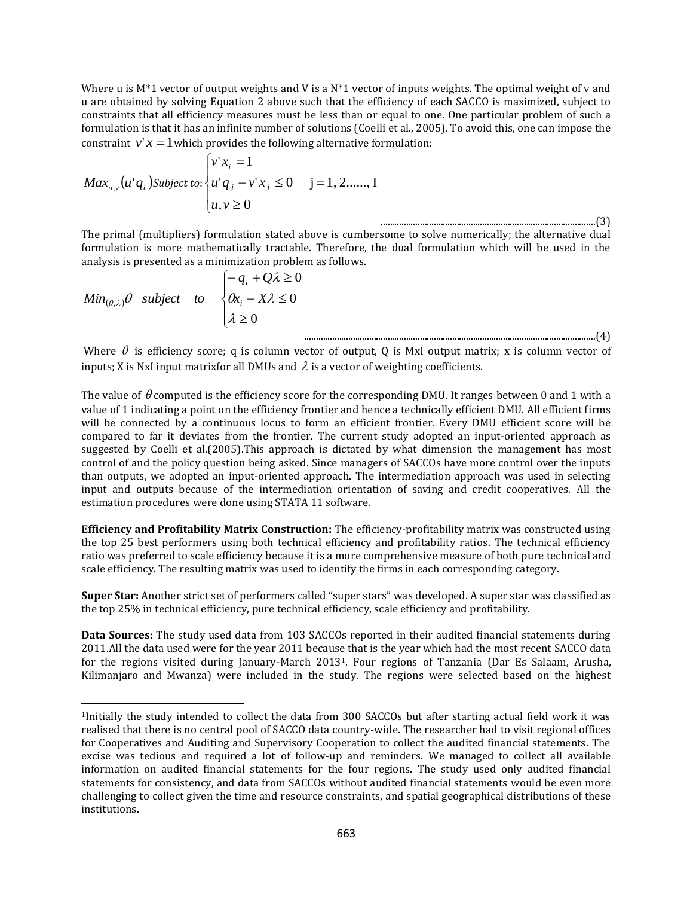Where u is M*1 vector of output weights and V is a N*1 vector of inputs weights. The optimal weight of v and u are obtained by solving Equation 2 above such that the efficiency of each SACCO is maximized, subject to constraints that all efficiency measures must be less than or equal to one. One particular problem of such a formulation is that it has an infinite number of solutions (Coelli et al., 2005). To avoid this, one can impose the constraint $v'x = 1$ which provides the following alternative formulation:

$$Max_{u,v}\left(u'q_i\right) \text{Subject to:} \begin{cases} v'x_i = 1 \\ u'q_j - v'x_j \le 0 \quad \text{j} = 1, 2\ldots\ldots, \text{I} \\ u, v \ge 0 \end{cases} \qquad (3)$$

The primal (multipliers) formulation stated above is cumbersome to solve numerically; the alternative dual formulation is more mathematically tractable. Therefore, the dual formulation which will be used in the analysis is presented as a minimization problem as follows.

$$Min_{(\theta,\lambda)}\theta \quad subject \quad to \quad \begin{cases} -q_i + Q\lambda \ge 0 \\ \theta x_i - X\lambda \le 0 \\ \lambda \ge 0 \end{cases} \qquad (4)$$

Where $\theta$ is efficiency score; q is column vector of output, Q is MxI output matrix; x is column vector of inputs; X is NxI input matrixfor all DMUs and $\lambda$ is a vector of weighting coefficients.

The value of $\theta$ computed is the efficiency score for the corresponding DMU. It ranges between 0 and 1 with a value of 1 indicating a point on the efficiency frontier and hence a technically efficient DMU. All efficient firms will be connected by a continuous locus to form an efficient frontier. Every DMU efficient score will be compared to far it deviates from the frontier. The current study adopted an input-oriented approach as suggested by Coelli et al.(2005).This approach is dictated by what dimension the management has most control of and the policy question being asked. Since managers of SACCOs have more control over the inputs than outputs, we adopted an input-oriented approach. The intermediation approach was used in selecting input and outputs because of the intermediation orientation of saving and credit cooperatives. All the estimation procedures were done using STATA 11 software.

**Efficiency and Profitability Matrix Construction:** The efficiency-profitability matrix was constructed using the top 25 best performers using both technical efficiency and profitability ratios. The technical efficiency ratio was preferred to scale efficiency because it is a more comprehensive measure of both pure technical and scale efficiency. The resulting matrix was used to identify the firms in each corresponding category.

**Super Star:** Another strict set of performers called "super stars" was developed. A super star was classified as the top 25% in technical efficiency, pure technical efficiency, scale efficiency and profitability.

**Data Sources:** The study used data from 103 SACCOs reported in their audited financial statements during 2011.All the data used were for the year 2011 because that is the year which had the most recent SACCO data for the regions visited during January-March 2013[1]. Four regions of Tanzania (Dar Es Salaam, Arusha, Kilimanjaro and Mwanza) were included in the study. The regions were selected based on the highest

---

[1]Initially the study intended to collect the data from 300 SACCOs but after starting actual field work it was realised that there is no central pool of SACCO data country-wide. The researcher had to visit regional offices for Cooperatives and Auditing and Supervisory Cooperation to collect the audited financial statements. The excise was tedious and required a lot of follow-up and reminders. We managed to collect all available information on audited financial statements for the four regions. The study used only audited financial statements for consistency, and data from SACCOs without audited financial statements would be even more challenging to collect given the time and resource constraints, and spatial geographical distributions of these institutions.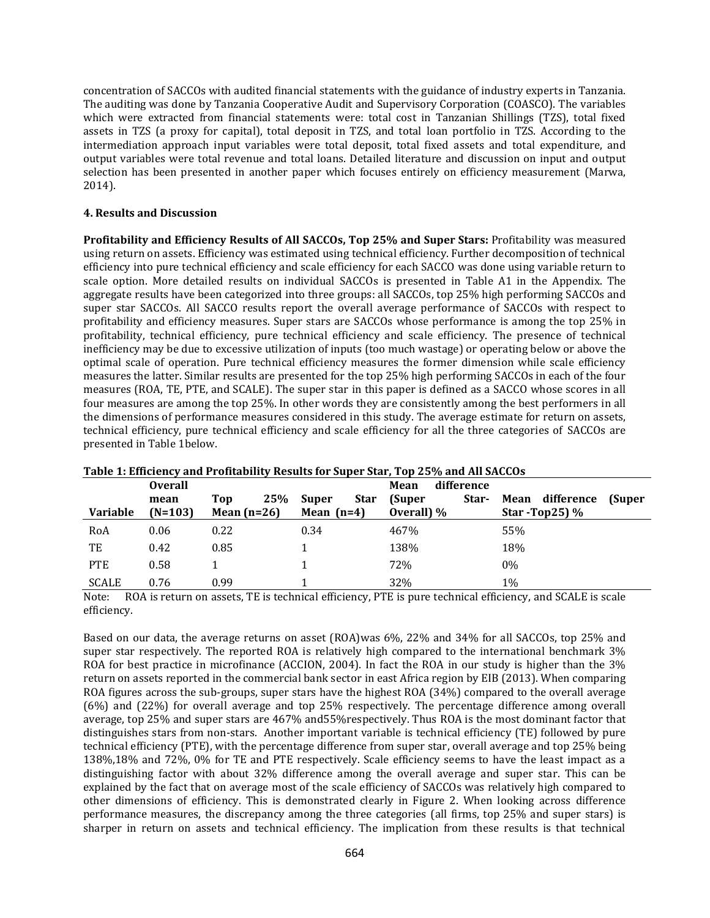concentration of SACCOs with audited financial statements with the guidance of industry experts in Tanzania. The auditing was done by Tanzania Cooperative Audit and Supervisory Corporation (COASCO). The variables which were extracted from financial statements were: total cost in Tanzanian Shillings (TZS), total fixed assets in TZS (a proxy for capital), total deposit in TZS, and total loan portfolio in TZS. According to the intermediation approach input variables were total deposit, total fixed assets and total expenditure, and output variables were total revenue and total loans. Detailed literature and discussion on input and output selection has been presented in another paper which focuses entirely on efficiency measurement (Marwa, 2014).

## 4. Results and Discussion

**Profitability and Efficiency Results of All SACCOs, Top 25% and Super Stars:** Profitability was measured using return on assets. Efficiency was estimated using technical efficiency. Further decomposition of technical efficiency into pure technical efficiency and scale efficiency for each SACCO was done using variable return to scale option. More detailed results on individual SACCOs is presented in Table A1 in the Appendix. The aggregate results have been categorized into three groups: all SACCOs, top 25% high performing SACCOs and super star SACCOs. All SACCO results report the overall average performance of SACCOs with respect to profitability and efficiency measures. Super stars are SACCOs whose performance is among the top 25% in profitability, technical efficiency, pure technical efficiency and scale efficiency. The presence of technical inefficiency may be due to excessive utilization of inputs (too much wastage) or operating below or above the optimal scale of operation. Pure technical efficiency measures the former dimension while scale efficiency measures the latter. Similar results are presented for the top 25% high performing SACCOs in each of the four measures (ROA, TE, PTE, and SCALE). The super star in this paper is defined as a SACCO whose scores in all four measures are among the top 25%. In other words they are consistently among the best performers in all the dimensions of performance measures considered in this study. The average estimate for return on assets, technical efficiency, pure technical efficiency and scale efficiency for all the three categories of SACCOs are presented in Table 1below.

**Table 1: Efficiency and Profitability Results for Super Star, Top 25% and All SACCOs**

| Variable | Overall mean (N=103) | Top 25% Mean (n=26) | Super Star Mean (n=4) | Mean difference (Super Star-Overall) % | Mean difference (Super Star -Top25) % |
|---|---|---|---|---|---|
| RoA | 0.06 | 0.22 | 0.34 | 467% | 55% |
| TE | 0.42 | 0.85 | 1 | 138% | 18% |
| PTE | 0.58 | 1 | 1 | 72% | 0% |
| SCALE | 0.76 | 0.99 | 1 | 32% | 1% |

Note: ROA is return on assets, TE is technical efficiency, PTE is pure technical efficiency, and SCALE is scale efficiency.

Based on our data, the average returns on asset (ROA)was 6%, 22% and 34% for all SACCOs, top 25% and super star respectively. The reported ROA is relatively high compared to the international benchmark 3% ROA for best practice in microfinance (ACCION, 2004). In fact the ROA in our study is higher than the 3% return on assets reported in the commercial bank sector in east Africa region by EIB (2013). When comparing ROA figures across the sub-groups, super stars have the highest ROA (34%) compared to the overall average (6%) and (22%) for overall average and top 25% respectively. The percentage difference among overall average, top 25% and super stars are 467% and55%respectively. Thus ROA is the most dominant factor that distinguishes stars from non-stars. Another important variable is technical efficiency (TE) followed by pure technical efficiency (PTE), with the percentage difference from super star, overall average and top 25% being 138%,18% and 72%, 0% for TE and PTE respectively. Scale efficiency seems to have the least impact as a distinguishing factor with about 32% difference among the overall average and super star. This can be explained by the fact that on average most of the scale efficiency of SACCOs was relatively high compared to other dimensions of efficiency. This is demonstrated clearly in Figure 2. When looking across difference performance measures, the discrepancy among the three categories (all firms, top 25% and super stars) is sharper in return on assets and technical efficiency. The implication from these results is that technical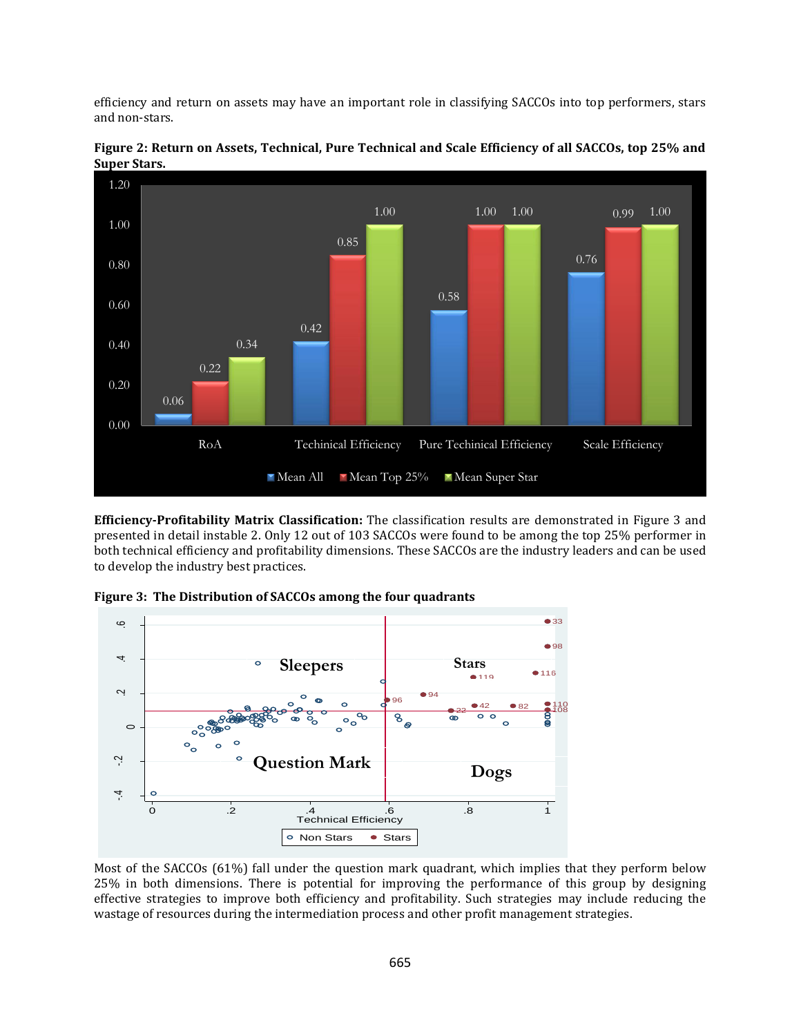efficiency and return on assets may have an important role in classifying SACCOs into top performers, stars and non-stars.

**Figure 2: Return on Assets, Technical, Pure Technical and Scale Efficiency of all SACCOs, top 25% and Super Stars.**

| | RoA | Techinical Efficiency | Pure Techinical Efficiency | Scale Efficiency |
|---|---|---|---|---|
| Mean All | 0.06 | 0.42 | 0.58 | 0.76 |
| Mean Top 25% | 0.22 | 0.85 | 1.00 | 0.99 |
| Mean Super Star | 0.34 | 1.00 | 1.00 | 1.00 |

**Efficiency-Profitability Matrix Classification:** The classification results are demonstrated in Figure 3 and presented in detail instable 2. Only 12 out of 103 SACCOs were found to be among the top 25% performer in both technical efficiency and profitability dimensions. These SACCOs are the industry leaders and can be used to develop the industry best practices.

**Figure 3: The Distribution of SACCOs among the four quadrants**

Most of the SACCOs (61%) fall under the question mark quadrant, which implies that they perform below 25% in both dimensions. There is potential for improving the performance of this group by designing effective strategies to improve both efficiency and profitability. Such strategies may include reducing the wastage of resources during the intermediation process and other profit management strategies.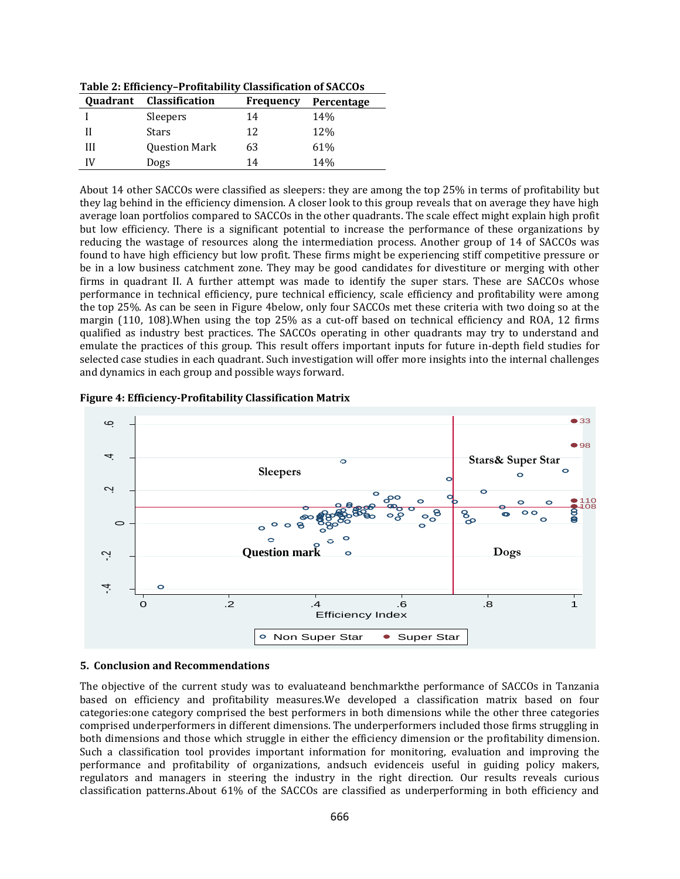**Table 2: Efficiency–Profitability Classification of SACCOs**

| Quadrant | Classification | Frequency | Percentage |
|---|---|---|---|
| I | Sleepers | 14 | 14% |
| II | Stars | 12 | 12% |
| III | Question Mark | 63 | 61% |
| IV | Dogs | 14 | 14% |

About 14 other SACCOs were classified as sleepers: they are among the top 25% in terms of profitability but they lag behind in the efficiency dimension. A closer look to this group reveals that on average they have high average loan portfolios compared to SACCOs in the other quadrants. The scale effect might explain high profit but low efficiency. There is a significant potential to increase the performance of these organizations by reducing the wastage of resources along the intermediation process. Another group of 14 of SACCOs was found to have high efficiency but low profit. These firms might be experiencing stiff competitive pressure or be in a low business catchment zone. They may be good candidates for divestiture or merging with other firms in quadrant II. A further attempt was made to identify the super stars. These are SACCOs whose performance in technical efficiency, pure technical efficiency, scale efficiency and profitability were among the top 25%. As can be seen in Figure 4below, only four SACCOs met these criteria with two doing so at the margin (110, 108).When using the top 25% as a cut-off based on technical efficiency and ROA, 12 firms qualified as industry best practices. The SACCOs operating in other quadrants may try to understand and emulate the practices of this group. This result offers important inputs for future in-depth field studies for selected case studies in each quadrant. Such investigation will offer more insights into the internal challenges and dynamics in each group and possible ways forward.

**Figure 4: Efficiency-Profitability Classification Matrix**

## 5. Conclusion and Recommendations

The objective of the current study was to evaluateand benchmarkthe performance of SACCOs in Tanzania based on efficiency and profitability measures.We developed a classification matrix based on four categories:one category comprised the best performers in both dimensions while the other three categories comprised underperformers in different dimensions. The underperformers included those firms struggling in both dimensions and those which struggle in either the efficiency dimension or the profitability dimension. Such a classification tool provides important information for monitoring, evaluation and improving the performance and profitability of organizations, andsuch evidenceis useful in guiding policy makers, regulators and managers in steering the industry in the right direction. Our results reveals curious classification patterns.About 61% of the SACCOs are classified as underperforming in both efficiency and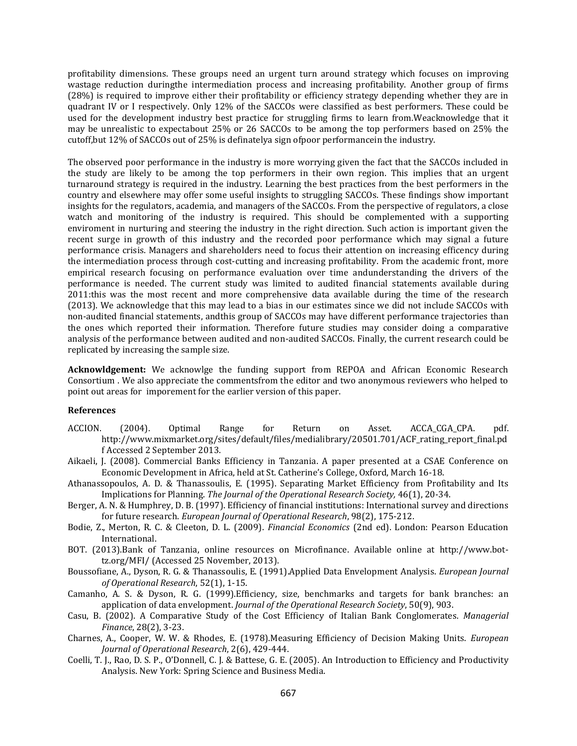profitability dimensions. These groups need an urgent turn around strategy which focuses on improving wastage reduction duringthe intermediation process and increasing profitability. Another group of firms (28%) is required to improve either their profitability or efficiency strategy depending whether they are in quadrant IV or I respectively. Only 12% of the SACCOs were classified as best performers. These could be used for the development industry best practice for struggling firms to learn from.Weacknowledge that it may be unrealistic to expectabout 25% or 26 SACCOs to be among the top performers based on 25% the cutoff,but 12% of SACCOs out of 25% is definatelya sign ofpoor performancein the industry.

The observed poor performance in the industry is more worrying given the fact that the SACCOs included in the study are likely to be among the top performers in their own region. This implies that an urgent turnaround strategy is required in the industry. Learning the best practices from the best performers in the country and elsewhere may offer some useful insights to struggling SACCOs. These findings show important insights for the regulators, academia, and managers of the SACCOs. From the perspective of regulators, a close watch and monitoring of the industry is required. This should be complemented with a supporting enviroment in nurturing and steering the industry in the right direction. Such action is important given the recent surge in growth of this industry and the recorded poor performance which may signal a future performance crisis. Managers and shareholders need to focus their attention on increasing efficency during the intermediation process through cost-cutting and increasing profitability. From the academic front, more empirical research focusing on performance evaluation over time andunderstanding the drivers of the performance is needed. The current study was limited to audited financial statements available during 2011:this was the most recent and more comprehensive data available during the time of the research (2013). We acknowledge that this may lead to a bias in our estimates since we did not include SACCOs with non-audited financial statements, andthis group of SACCOs may have different performance trajectories than the ones which reported their information. Therefore future studies may consider doing a comparative analysis of the performance between audited and non-audited SACCOs. Finally, the current research could be replicated by increasing the sample size.

**Acknowldgement:** We acknowlge the funding support from REPOA and African Economic Research Consortium . We also appreciate the commentsfrom the editor and two anonymous reviewers who helped to point out areas for imporement for the earlier version of this paper.

**References**

ACCION. (2004). Optimal Range for Return on Asset. ACCA_CGA_CPA. pdf. http://www.mixmarket.org/sites/default/files/medialibrary/20501.701/ACF_rating_report_final.pdf Accessed 2 September 2013.

Aikaeli, J. (2008). Commercial Banks Efficiency in Tanzania. A paper presented at a CSAE Conference on Economic Development in Africa, held at St. Catherine's College, Oxford, March 16-18.

Athanassopoulos, A. D. & Thanassoulis, E. (1995). Separating Market Efficiency from Profitability and Its Implications for Planning. *The Journal of the Operational Research Society,* 46(1), 20-34.

Berger, A. N. & Humphrey, D. B. (1997). Efficiency of financial institutions: International survey and directions for future research. *European Journal of Operational Research*, 98(2), 175-212.

Bodie, Z., Merton, R. C. & Cleeton, D. L. (2009). *Financial Economics* (2nd ed). London: Pearson Education International.

BOT. (2013).Bank of Tanzania, online resources on Microfinance. Available online at http://www.bot-tz.org/MFI/ (Accessed 25 November, 2013).

Boussofiane, A., Dyson, R. G. & Thanassoulis, E. (1991).Applied Data Envelopment Analysis. *European Journal of Operational Research*, 52(1), 1-15.

Camanho, A. S. & Dyson, R. G. (1999).Efficiency, size, benchmarks and targets for bank branches: an application of data envelopment. *Journal of the Operational Research Society*, 50(9), 903.

Casu, B. (2002). A Comparative Study of the Cost Efficiency of Italian Bank Conglomerates. *Managerial Finance*, 28(2), 3-23.

Charnes, A., Cooper, W. W. & Rhodes, E. (1978).Measuring Efficiency of Decision Making Units. *European Journal of Operational Research*, 2(6), 429-444.

Coelli, T. J., Rao, D. S. P., O'Donnell, C. J. & Battese, G. E. (2005). An Introduction to Efficiency and Productivity Analysis. New York: Spring Science and Business Media.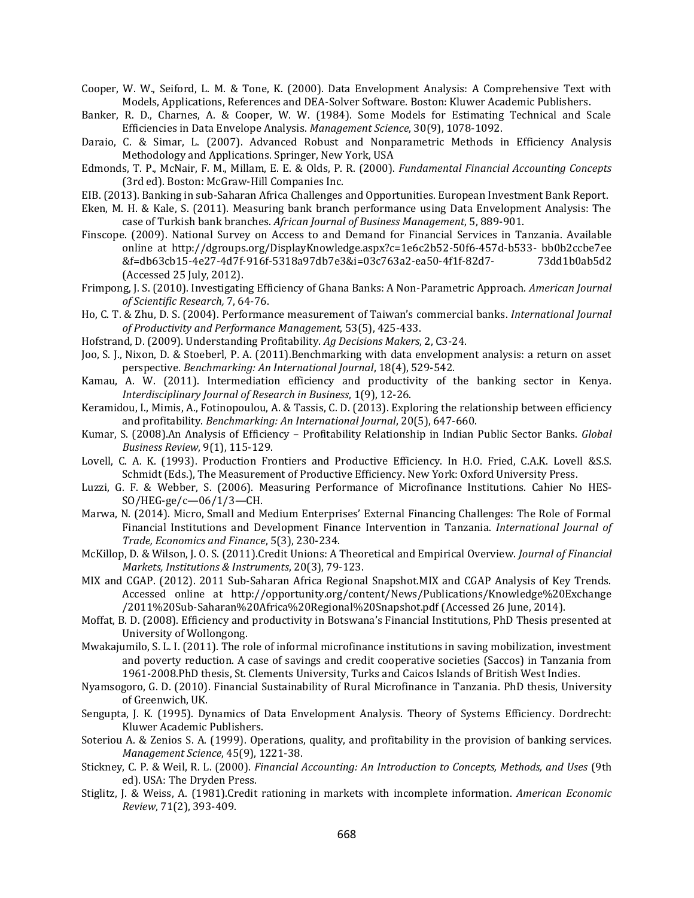Cooper, W. W., Seiford, L. M. & Tone, K. (2000). Data Envelopment Analysis: A Comprehensive Text with Models, Applications, References and DEA-Solver Software. Boston: Kluwer Academic Publishers.

Banker, R. D., Charnes, A. & Cooper, W. W. (1984). Some Models for Estimating Technical and Scale Efficiencies in Data Envelope Analysis. *Management Science*, 30(9), 1078-1092.

Daraio, C. & Simar, L. (2007). Advanced Robust and Nonparametric Methods in Efficiency Analysis Methodology and Applications. Springer, New York, USA

Edmonds, T. P., McNair, F. M., Millam, E. E. & Olds, P. R. (2000). *Fundamental Financial Accounting Concepts* (3rd ed). Boston: McGraw-Hill Companies Inc.

EIB. (2013). Banking in sub-Saharan Africa Challenges and Opportunities. European Investment Bank Report.

Eken, M. H. & Kale, S. (2011). Measuring bank branch performance using Data Envelopment Analysis: The case of Turkish bank branches. *African Journal of Business Management*, 5, 889-901.

Finscope. (2009). National Survey on Access to and Demand for Financial Services in Tanzania. Available online at http://dgroups.org/DisplayKnowledge.aspx?c=1e6c2b52-50f6-457d-b533- bb0b2ccbe7ee &f=db63cb15-4e27-4d7f-916f-5318a97db7e3&i=03c763a2-ea50-4f1f-82d7- 73dd1b0ab5d2 (Accessed 25 July, 2012).

Frimpong, J. S. (2010). Investigating Efficiency of Ghana Banks: A Non-Parametric Approach. *American Journal of Scientific Research,* 7, 64-76.

Ho, C. T. & Zhu, D. S. (2004). Performance measurement of Taiwan's commercial banks. *International Journal of Productivity and Performance Management*, 53(5), 425-433.

Hofstrand, D. (2009). Understanding Profitability. *Ag Decisions Makers*, 2, C3-24.

Joo, S. J., Nixon, D. & Stoeberl, P. A. (2011).Benchmarking with data envelopment analysis: a return on asset perspective. *Benchmarking: An International Journal*, 18(4), 529-542.

Kamau, A. W. (2011). Intermediation efficiency and productivity of the banking sector in Kenya. *Interdisciplinary Journal of Research in Business*, 1(9), 12-26.

Keramidou, I., Mimis, A., Fotinopoulou, A. & Tassis, C. D. (2013). Exploring the relationship between efficiency and profitability. *Benchmarking: An International Journal*, 20(5), 647-660.

Kumar, S. (2008).An Analysis of Efficiency – Profitability Relationship in Indian Public Sector Banks. *Global Business Review*, 9(1), 115-129.

Lovell, C. A. K. (1993). Production Frontiers and Productive Efficiency. In H.O. Fried, C.A.K. Lovell &S.S. Schmidt (Eds.), The Measurement of Productive Efficiency. New York: Oxford University Press.

Luzzi, G. F. & Webber, S. (2006). Measuring Performance of Microfinance Institutions. Cahier No HES-SO/HEG-ge/c—06/1/3—CH.

Marwa, N. (2014). Micro, Small and Medium Enterprises' External Financing Challenges: The Role of Formal Financial Institutions and Development Finance Intervention in Tanzania. *International Journal of Trade, Economics and Finance*, 5(3), 230-234.

McKillop, D. & Wilson, J. O. S. (2011).Credit Unions: A Theoretical and Empirical Overview. *Journal of Financial Markets, Institutions & Instruments*, 20(3), 79-123.

MIX and CGAP. (2012). 2011 Sub-Saharan Africa Regional Snapshot.MIX and CGAP Analysis of Key Trends. Accessed online at http://opportunity.org/content/News/Publications/Knowledge%20Exchange /2011%20Sub-Saharan%20Africa%20Regional%20Snapshot.pdf (Accessed 26 June, 2014).

Moffat, B. D. (2008). Efficiency and productivity in Botswana's Financial Institutions, PhD Thesis presented at University of Wollongong.

Mwakajumilo, S. L. I. (2011). The role of informal microfinance institutions in saving mobilization, investment and poverty reduction. A case of savings and credit cooperative societies (Saccos) in Tanzania from 1961-2008.PhD thesis, St. Clements University, Turks and Caicos Islands of British West Indies.

Nyamsogoro, G. D. (2010). Financial Sustainability of Rural Microfinance in Tanzania. PhD thesis, University of Greenwich, UK.

Sengupta, J. K. (1995). Dynamics of Data Envelopment Analysis. Theory of Systems Efficiency. Dordrecht: Kluwer Academic Publishers.

Soteriou A. & Zenios S. A. (1999). Operations, quality, and profitability in the provision of banking services. *Management Science*, 45(9), 1221-38.

Stickney, C. P. & Weil, R. L. (2000). *Financial Accounting: An Introduction to Concepts, Methods, and Uses* (9th ed). USA: The Dryden Press.

Stiglitz, J. & Weiss, A. (1981).Credit rationing in markets with incomplete information. *American Economic Review*, 71(2), 393-409.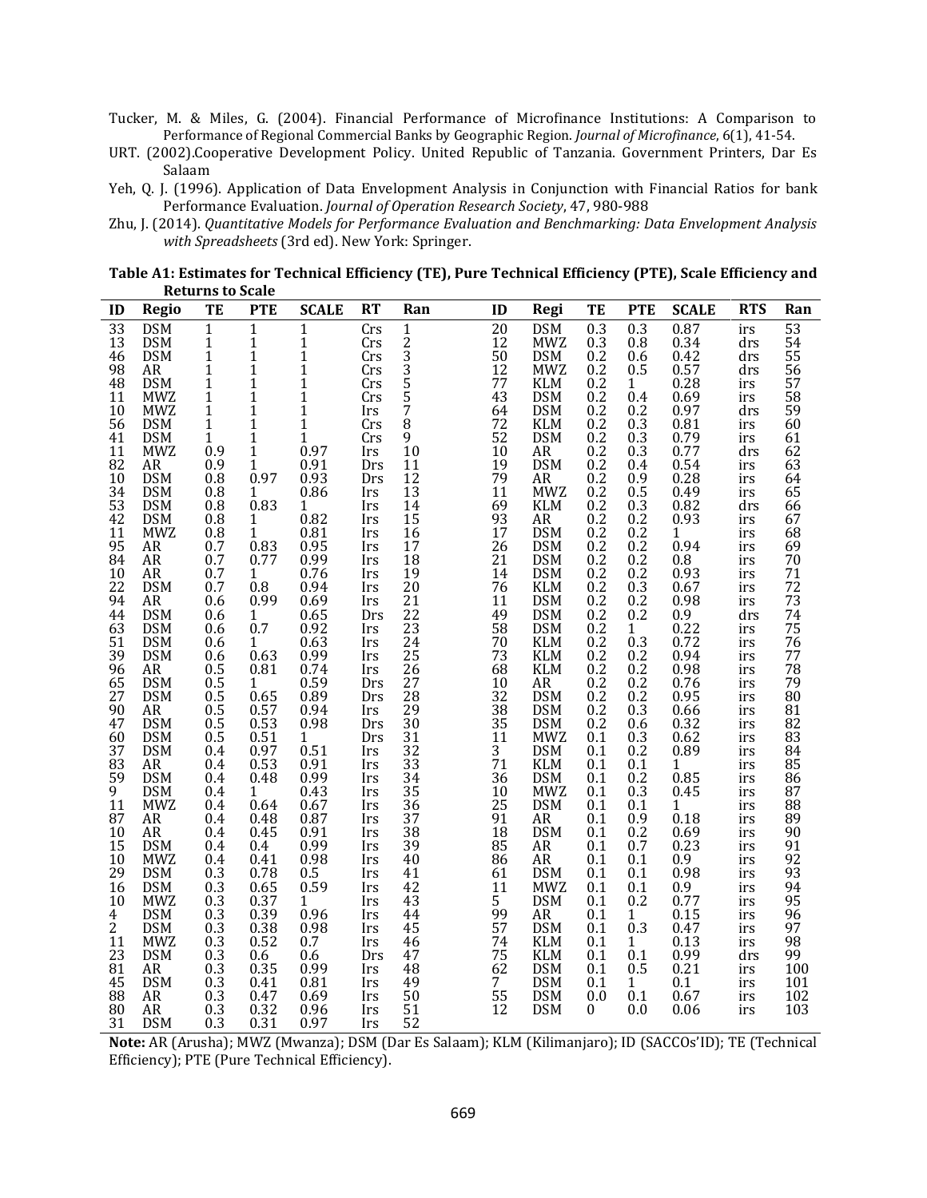Tucker, M. & Miles, G. (2004). Financial Performance of Microfinance Institutions: A Comparison to Performance of Regional Commercial Banks by Geographic Region. *Journal of Microfinance*, 6(1), 41-54.

URT. (2002).Cooperative Development Policy. United Republic of Tanzania. Government Printers, Dar Es Salaam

Yeh, Q. J. (1996). Application of Data Envelopment Analysis in Conjunction with Financial Ratios for bank Performance Evaluation. *Journal of Operation Research Society*, 47, 980-988

Zhu, J. (2014). *Quantitative Models for Performance Evaluation and Benchmarking: Data Envelopment Analysis with Spreadsheets* (3rd ed). New York: Springer.

**Table A1: Estimates for Technical Efficiency (TE), Pure Technical Efficiency (PTE), Scale Efficiency and Returns to Scale**

| ID | Regio | TE | PTE | SCALE | RT | Ran | ID | Regi | TE | PTE | SCALE | RTS | Ran |
|---|---|---|---|---|---|---|---|---|---|---|---|---|---|
| 33 | DSM | 1 | 1 | 1 | Crs | 1 | 20 | DSM | 0.3 | 0.3 | 0.87 | irs | 53 |
| 13 | DSM | 1 | 1 | 1 | Crs | 2 | 12 | MWZ | 0.3 | 0.8 | 0.34 | drs | 54 |
| 46 | DSM | 1 | 1 | 1 | Crs | 3 | 50 | DSM | 0.2 | 0.6 | 0.42 | drs | 55 |
| 98 | AR | 1 | 1 | 1 | Crs | 3 | 12 | MWZ | 0.2 | 0.5 | 0.57 | drs | 56 |
| 48 | DSM | 1 | 1 | 1 | Crs | 5 | 77 | KLM | 0.2 | 1 | 0.28 | irs | 57 |
| 11 | MWZ | 1 | 1 | 1 | Crs | 5 | 43 | DSM | 0.2 | 0.4 | 0.69 | irs | 58 |
| 10 | MWZ | 1 | 1 | 1 | Irs | 7 | 64 | DSM | 0.2 | 0.2 | 0.97 | drs | 59 |
| 56 | DSM | 1 | 1 | 1 | Crs | 8 | 72 | KLM | 0.2 | 0.3 | 0.81 | irs | 60 |
| 41 | DSM | 1 | 1 | 1 | Crs | 9 | 52 | DSM | 0.2 | 0.3 | 0.79 | irs | 61 |
| 11 | MWZ | 0.9 | 1 | 0.97 | Irs | 10 | 10 | AR | 0.2 | 0.3 | 0.77 | drs | 62 |
| 82 | AR | 0.9 | 1 | 0.91 | Drs | 11 | 19 | DSM | 0.2 | 0.4 | 0.54 | irs | 63 |
| 10 | DSM | 0.8 | 0.97 | 0.93 | Drs | 12 | 79 | AR | 0.2 | 0.9 | 0.28 | irs | 64 |
| 34 | DSM | 0.8 | 1 | 0.86 | Irs | 13 | 11 | MWZ | 0.2 | 0.5 | 0.49 | irs | 65 |
| 53 | DSM | 0.8 | 0.83 | 1 | Irs | 14 | 69 | KLM | 0.2 | 0.3 | 0.82 | drs | 66 |
| 42 | DSM | 0.8 | 1 | 0.82 | Irs | 15 | 93 | AR | 0.2 | 0.2 | 0.93 | irs | 67 |
| 11 | MWZ | 0.8 | 1 | 0.81 | Irs | 16 | 17 | DSM | 0.2 | 0.2 | 1 | irs | 68 |
| 95 | AR | 0.7 | 0.83 | 0.95 | Irs | 17 | 26 | DSM | 0.2 | 0.2 | 0.94 | irs | 69 |
| 84 | AR | 0.7 | 0.77 | 0.99 | Irs | 18 | 21 | DSM | 0.2 | 0.2 | 0.8 | irs | 70 |
| 10 | AR | 0.7 | 1 | 0.76 | Irs | 19 | 14 | DSM | 0.2 | 0.2 | 0.93 | irs | 71 |
| 22 | DSM | 0.7 | 0.8 | 0.94 | Irs | 20 | 76 | KLM | 0.2 | 0.3 | 0.67 | irs | 72 |
| 94 | AR | 0.6 | 0.99 | 0.69 | Irs | 21 | 11 | DSM | 0.2 | 0.2 | 0.98 | irs | 73 |
| 44 | DSM | 0.6 | 1 | 0.65 | Drs | 22 | 49 | DSM | 0.2 | 0.2 | 0.9 | drs | 74 |
| 63 | DSM | 0.6 | 0.7 | 0.92 | Irs | 23 | 58 | DSM | 0.2 | 1 | 0.22 | irs | 75 |
| 51 | DSM | 0.6 | 1 | 0.63 | Irs | 24 | 70 | KLM | 0.2 | 0.3 | 0.72 | irs | 76 |
| 39 | DSM | 0.6 | 0.63 | 0.99 | Irs | 25 | 73 | KLM | 0.2 | 0.2 | 0.94 | irs | 77 |
| 96 | AR | 0.5 | 0.81 | 0.74 | Irs | 26 | 68 | KLM | 0.2 | 0.2 | 0.98 | irs | 78 |
| 65 | DSM | 0.5 | 1 | 0.59 | Drs | 27 | 10 | AR | 0.2 | 0.2 | 0.76 | irs | 79 |
| 27 | DSM | 0.5 | 0.65 | 0.89 | Drs | 28 | 32 | DSM | 0.2 | 0.2 | 0.95 | irs | 80 |
| 90 | AR | 0.5 | 0.57 | 0.94 | Irs | 29 | 38 | DSM | 0.2 | 0.3 | 0.66 | irs | 81 |
| 47 | DSM | 0.5 | 0.53 | 0.98 | Drs | 30 | 35 | DSM | 0.2 | 0.6 | 0.32 | irs | 82 |
| 60 | DSM | 0.5 | 0.51 | 1 | Drs | 31 | 11 | MWZ | 0.1 | 0.3 | 0.62 | irs | 83 |
| 37 | DSM | 0.4 | 0.97 | 0.51 | Irs | 32 | 3 | DSM | 0.1 | 0.2 | 0.89 | irs | 84 |
| 83 | AR | 0.4 | 0.53 | 0.91 | Irs | 33 | 71 | KLM | 0.1 | 0.1 | 1 | irs | 85 |
| 59 | DSM | 0.4 | 0.48 | 0.99 | Irs | 34 | 36 | DSM | 0.1 | 0.2 | 0.85 | irs | 86 |
| 9 | DSM | 0.4 | 1 | 0.43 | Irs | 35 | 10 | MWZ | 0.1 | 0.3 | 0.45 | irs | 87 |
| 11 | MWZ | 0.4 | 0.64 | 0.67 | Irs | 36 | 25 | DSM | 0.1 | 0.1 | 1 | irs | 88 |
| 87 | AR | 0.4 | 0.48 | 0.87 | Irs | 37 | 91 | AR | 0.1 | 0.9 | 0.18 | irs | 89 |
| 10 | AR | 0.4 | 0.45 | 0.91 | Irs | 38 | 18 | DSM | 0.1 | 0.2 | 0.69 | irs | 90 |
| 15 | DSM | 0.4 | 0.4 | 0.99 | Irs | 39 | 85 | AR | 0.1 | 0.7 | 0.23 | irs | 91 |
| 10 | MWZ | 0.4 | 0.41 | 0.98 | Irs | 40 | 86 | AR | 0.1 | 0.1 | 0.9 | irs | 92 |
| 29 | DSM | 0.3 | 0.78 | 0.5 | Irs | 41 | 61 | DSM | 0.1 | 0.1 | 0.98 | irs | 93 |
| 16 | DSM | 0.3 | 0.65 | 0.59 | Irs | 42 | 11 | MWZ | 0.1 | 0.1 | 0.9 | irs | 94 |
| 10 | MWZ | 0.3 | 0.37 | 1 | Irs | 43 | 5 | DSM | 0.1 | 0.2 | 0.77 | irs | 95 |
| 4 | DSM | 0.3 | 0.39 | 0.96 | Irs | 44 | 99 | AR | 0.1 | 1 | 0.15 | irs | 96 |
| 2 | DSM | 0.3 | 0.38 | 0.98 | Irs | 45 | 57 | DSM | 0.1 | 0.3 | 0.47 | irs | 97 |
| 11 | MWZ | 0.3 | 0.52 | 0.7 | Irs | 46 | 74 | KLM | 0.1 | 1 | 0.13 | irs | 98 |
| 23 | DSM | 0.3 | 0.6 | 0.6 | Drs | 47 | 75 | KLM | 0.1 | 0.1 | 0.99 | drs | 99 |
| 81 | AR | 0.3 | 0.35 | 0.99 | Irs | 48 | 62 | DSM | 0.1 | 0.5 | 0.21 | irs | 100 |
| 45 | DSM | 0.3 | 0.41 | 0.81 | Irs | 49 | 7 | DSM | 0.1 | 1 | 0.1 | irs | 101 |
| 88 | AR | 0.3 | 0.47 | 0.69 | Irs | 50 | 55 | DSM | 0.0 | 0.1 | 0.67 | irs | 102 |
| 80 | AR | 0.3 | 0.32 | 0.96 | Irs | 51 | 12 | DSM | 0 | 0.0 | 0.06 | irs | 103 |
| 31 | DSM | 0.3 | 0.31 | 0.97 | Irs | 52 | | | | | | | |

**Note:** AR (Arusha); MWZ (Mwanza); DSM (Dar Es Salaam); KLM (Kilimanjaro); ID (SACCOs'ID); TE (Technical Efficiency); PTE (Pure Technical Efficiency).